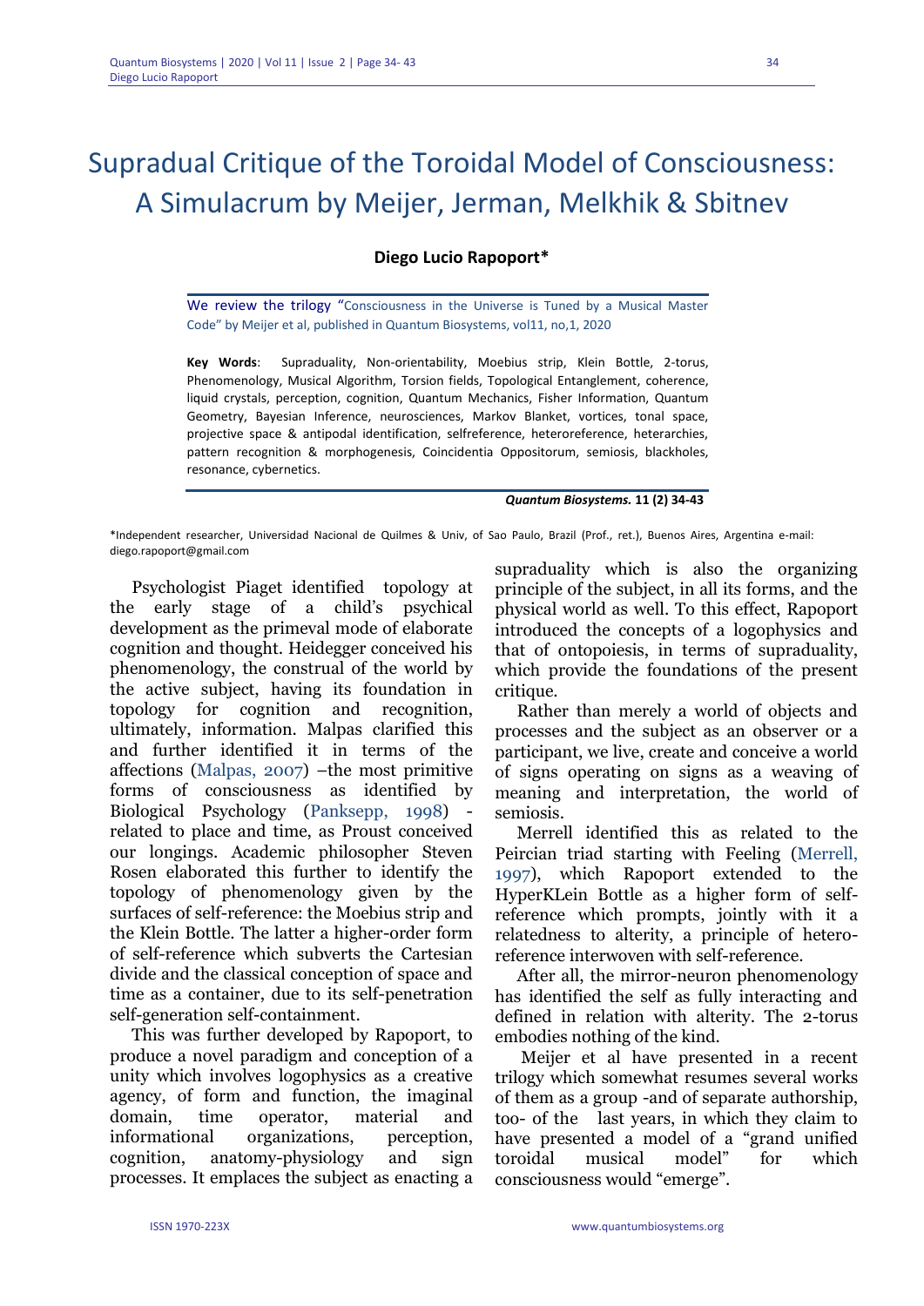# Supradual Critique of the Toroidal Model of Consciousness: A Simulacrum by Meijer, Jerman, Melkhik & Sbitnev

**Diego Lucio Rapoport***

We review the trilogy "Consciousness in the Universe is Tuned by a Musical Master Code" by Meijer et al, published in Quantum Biosystems, vol11, no,1, 2020

**Key Words**: Supraduality, Non-orientability, Moebius strip, Klein Bottle, 2-torus, Phenomenology, Musical Algorithm, Torsion fields, Topological Entanglement, coherence, liquid crystals, perception, cognition, Quantum Mechanics, Fisher Information, Quantum Geometry, Bayesian Inference, neurosciences, Markov Blanket, vortices, tonal space, projective space & antipodal identification, selfreference, heteroreference, heterarchies, pattern recognition & morphogenesis, Coincidentia Oppositorum, semiosis, blackholes, resonance, cybernetics.

*Quantum Biosystems.* **11 (2) 34-43**

*Independent researcher, Universidad Nacional de Quilmes & Univ, of Sao Paulo, Brazil (Prof., ret.), Buenos Aires, Argentina e-mail: diego.rapoport@gmail.com

Psychologist Piaget identified topology at the early stage of a child's psychical development as the primeval mode of elaborate cognition and thought. Heidegger conceived his phenomenology, the construal of the world by the active subject, having its foundation in topology for cognition and recognition, ultimately, information. Malpas clarified this and further identified it in terms of the affections (Malpas, 2007) –the most primitive forms of consciousness as identified by Biological Psychology (Panksepp, 1998) - related to place and time, as Proust conceived our longings. Academic philosopher Steven Rosen elaborated this further to identify the topology of phenomenology given by the surfaces of self-reference: the Moebius strip and the Klein Bottle. The latter a higher-order form of self-reference which subverts the Cartesian divide and the classical conception of space and time as a container, due to its self-penetration self-generation self-containment.

This was further developed by Rapoport, to produce a novel paradigm and conception of a unity which involves logophysics as a creative agency, of form and function, the imaginal domain, time operator, material and informational organizations, perception, cognition, anatomy-physiology and sign processes. It emplaces the subject as enacting a supraduality which is also the organizing principle of the subject, in all its forms, and the physical world as well. To this effect, Rapoport introduced the concepts of a logophysics and that of ontopoiesis, in terms of supraduality, which provide the foundations of the present critique.

Rather than merely a world of objects and processes and the subject as an observer or a participant, we live, create and conceive a world of signs operating on signs as a weaving of meaning and interpretation, the world of semiosis.

Merrell identified this as related to the Peircian triad starting with Feeling (Merrell, 1997), which Rapoport extended to the HyperKLein Bottle as a higher form of self-reference which prompts, jointly with it a relatedness to alterity, a principle of hetero-reference interwoven with self-reference.

After all, the mirror-neuron phenomenology has identified the self as fully interacting and defined in relation with alterity. The 2-torus embodies nothing of the kind.

Meijer et al have presented in a recent trilogy which somewhat resumes several works of them as a group -and of separate authorship, too- of the last years, in which they claim to have presented a model of a "grand unified toroidal musical model" for which consciousness would "emerge".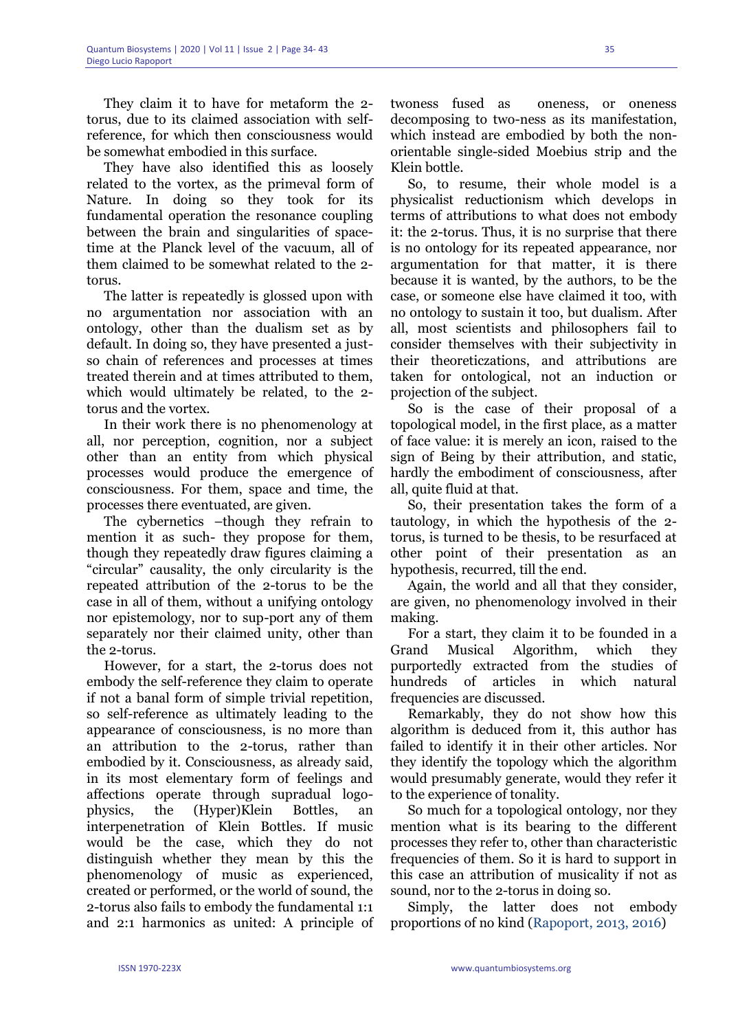They claim it to have for metaform the 2-torus, due to its claimed association with self-reference, for which then consciousness would be somewhat embodied in this surface.

They have also identified this as loosely related to the vortex, as the primeval form of Nature. In doing so they took for its fundamental operation the resonance coupling between the brain and singularities of space-time at the Planck level of the vacuum, all of them claimed to be somewhat related to the 2-torus.

The latter is repeatedly is glossed upon with no argumentation nor association with an ontology, other than the dualism set as by default. In doing so, they have presented a just-so chain of references and processes at times treated therein and at times attributed to them, which would ultimately be related, to the 2-torus and the vortex.

In their work there is no phenomenology at all, nor perception, cognition, nor a subject other than an entity from which physical processes would produce the emergence of consciousness. For them, space and time, the processes there eventuated, are given.

The cybernetics –though they refrain to mention it as such- they propose for them, though they repeatedly draw figures claiming a "circular" causality, the only circularity is the repeated attribution of the 2-torus to be the case in all of them, without a unifying ontology nor epistemology, nor to sup-port any of them separately nor their claimed unity, other than the 2-torus.

However, for a start, the 2-torus does not embody the self-reference they claim to operate if not a banal form of simple trivial repetition, so self-reference as ultimately leading to the appearance of consciousness, is no more than an attribution to the 2-torus, rather than embodied by it. Consciousness, as already said, in its most elementary form of feelings and affections operate through supradual logo-physics, the (Hyper)Klein Bottles, an interpenetration of Klein Bottles. If music would be the case, which they do not distinguish whether they mean by this the phenomenology of music as experienced, created or performed, or the world of sound, the 2-torus also fails to embody the fundamental 1:1 and 2:1 harmonics as united: A principle of twoness fused as oneness, or oneness decomposing to two-ness as its manifestation, which instead are embodied by both the non-orientable single-sided Moebius strip and the Klein bottle.

So, to resume, their whole model is a physicalist reductionism which develops in terms of attributions to what does not embody it: the 2-torus. Thus, it is no surprise that there is no ontology for its repeated appearance, nor argumentation for that matter, it is there because it is wanted, by the authors, to be the case, or someone else have claimed it too, with no ontology to sustain it too, but dualism. After all, most scientists and philosophers fail to consider themselves with their subjectivity in their theoreticzations, and attributions are taken for ontological, not an induction or projection of the subject.

So is the case of their proposal of a topological model, in the first place, as a matter of face value: it is merely an icon, raised to the sign of Being by their attribution, and static, hardly the embodiment of consciousness, after all, quite fluid at that.

So, their presentation takes the form of a tautology, in which the hypothesis of the 2-torus, is turned to be thesis, to be resurfaced at other point of their presentation as an hypothesis, recurred, till the end.

Again, the world and all that they consider, are given, no phenomenology involved in their making.

For a start, they claim it to be founded in a Grand Musical Algorithm, which they purportedly extracted from the studies of hundreds of articles in which natural frequencies are discussed.

Remarkably, they do not show how this algorithm is deduced from it, this author has failed to identify it in their other articles. Nor they identify the topology which the algorithm would presumably generate, would they refer it to the experience of tonality.

So much for a topological ontology, nor they mention what is its bearing to the different processes they refer to, other than characteristic frequencies of them. So it is hard to support in this case an attribution of musicality if not as sound, nor to the 2-torus in doing so.

Simply, the latter does not embody proportions of no kind (Rapoport, 2013, 2016)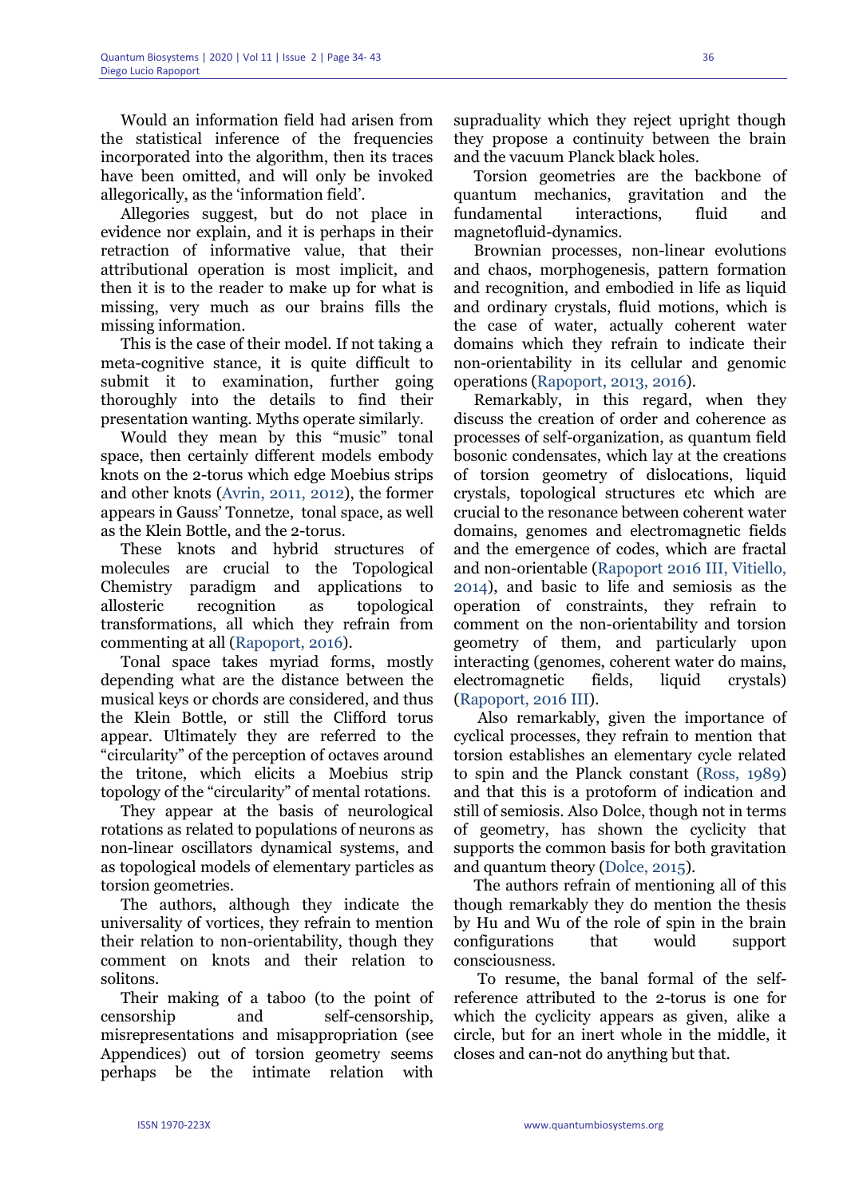Would an information field had arisen from the statistical inference of the frequencies incorporated into the algorithm, then its traces have been omitted, and will only be invoked allegorically, as the 'information field'.

Allegories suggest, but do not place in evidence nor explain, and it is perhaps in their retraction of informative value, that their attributional operation is most implicit, and then it is to the reader to make up for what is missing, very much as our brains fills the missing information.

This is the case of their model. If not taking a meta-cognitive stance, it is quite difficult to submit it to examination, further going thoroughly into the details to find their presentation wanting. Myths operate similarly.

Would they mean by this "music" tonal space, then certainly different models embody knots on the 2-torus which edge Moebius strips and other knots (Avrin, 2011, 2012), the former appears in Gauss' Tonnetze, tonal space, as well as the Klein Bottle, and the 2-torus.

These knots and hybrid structures of molecules are crucial to the Topological Chemistry paradigm and applications to allosteric recognition as topological transformations, all which they refrain from commenting at all (Rapoport, 2016).

Tonal space takes myriad forms, mostly depending what are the distance between the musical keys or chords are considered, and thus the Klein Bottle, or still the Clifford torus appear. Ultimately they are referred to the "circularity" of the perception of octaves around the tritone, which elicits a Moebius strip topology of the "circularity" of mental rotations.

They appear at the basis of neurological rotations as related to populations of neurons as non-linear oscillators dynamical systems, and as topological models of elementary particles as torsion geometries.

The authors, although they indicate the universality of vortices, they refrain to mention their relation to non-orientability, though they comment on knots and their relation to solitons.

Their making of a taboo (to the point of censorship and self-censorship, misrepresentations and misappropriation (see Appendices) out of torsion geometry seems perhaps be the intimate relation with supraduality which they reject upright though they propose a continuity between the brain and the vacuum Planck black holes.

Torsion geometries are the backbone of quantum mechanics, gravitation and the fundamental interactions, fluid and magnetofluid-dynamics.

Brownian processes, non-linear evolutions and chaos, morphogenesis, pattern formation and recognition, and embodied in life as liquid and ordinary crystals, fluid motions, which is the case of water, actually coherent water domains which they refrain to indicate their non-orientability in its cellular and genomic operations (Rapoport, 2013, 2016).

Remarkably, in this regard, when they discuss the creation of order and coherence as processes of self-organization, as quantum field bosonic condensates, which lay at the creations of torsion geometry of dislocations, liquid crystals, topological structures etc which are crucial to the resonance between coherent water domains, genomes and electromagnetic fields and the emergence of codes, which are fractal and non-orientable (Rapoport 2016 III, Vitiello, 2014), and basic to life and semiosis as the operation of constraints, they refrain to comment on the non-orientability and torsion geometry of them, and particularly upon interacting (genomes, coherent water do mains, electromagnetic fields, liquid crystals) (Rapoport, 2016 III).

Also remarkably, given the importance of cyclical processes, they refrain to mention that torsion establishes an elementary cycle related to spin and the Planck constant (Ross, 1989) and that this is a protoform of indication and still of semiosis. Also Dolce, though not in terms of geometry, has shown the cyclicity that supports the common basis for both gravitation and quantum theory (Dolce, 2015).

The authors refrain of mentioning all of this though remarkably they do mention the thesis by Hu and Wu of the role of spin in the brain configurations that would support consciousness.

To resume, the banal formal of the self-reference attributed to the 2-torus is one for which the cyclicity appears as given, alike a circle, but for an inert whole in the middle, it closes and can-not do anything but that.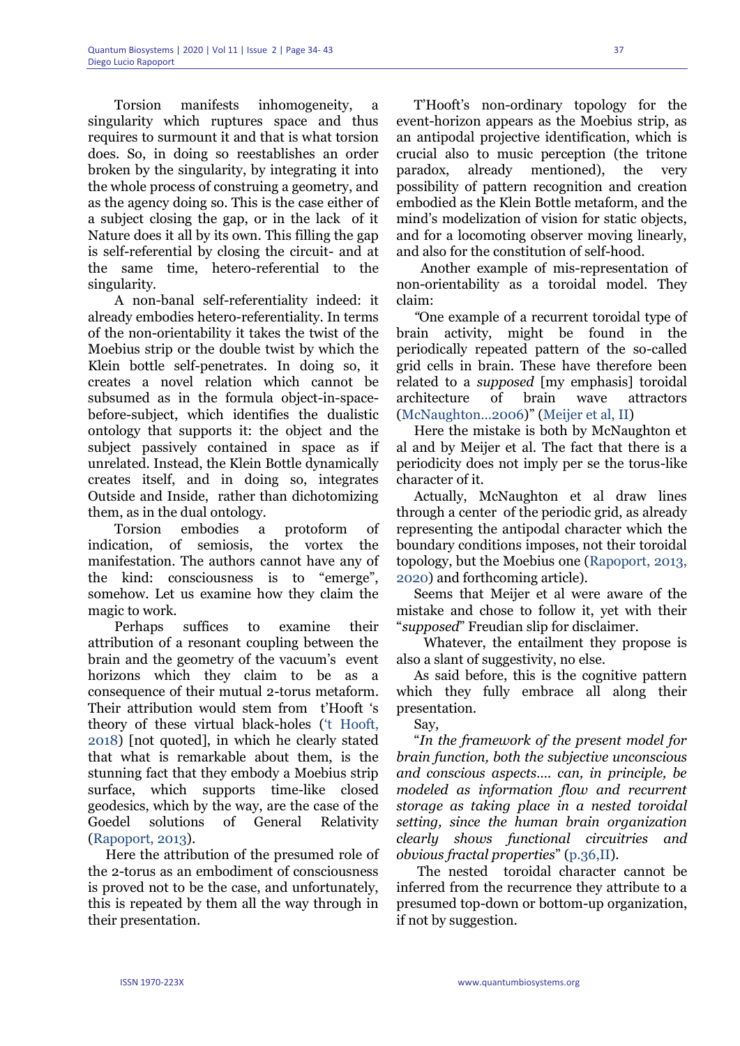Torsion manifests inhomogeneity, a singularity which ruptures space and thus requires to surmount it and that is what torsion does. So, in doing so reestablishes an order broken by the singularity, by integrating it into the whole process of construing a geometry, and as the agency doing so. This is the case either of a subject closing the gap, or in the lack of it Nature does it all by its own. This filling the gap is self-referential by closing the circuit- and at the same time, hetero-referential to the singularity.

A non-banal self-referentiality indeed: it already embodies hetero-referentiality. In terms of the non-orientability it takes the twist of the Moebius strip or the double twist by which the Klein bottle self-penetrates. In doing so, it creates a novel relation which cannot be subsumed as in the formula object-in-space-before-subject, which identifies the dualistic ontology that supports it: the object and the subject passively contained in space as if unrelated. Instead, the Klein Bottle dynamically creates itself, and in doing so, integrates Outside and Inside, rather than dichotomizing them, as in the dual ontology.

Torsion embodies a protoform of indication, of semiosis, the vortex the manifestation. The authors cannot have any of the kind: consciousness is to "emerge", somehow. Let us examine how they claim the magic to work.

Perhaps suffices to examine their attribution of a resonant coupling between the brain and the geometry of the vacuum's event horizons which they claim to be as a consequence of their mutual 2-torus metaform. Their attribution would stem from t'Hooft 's theory of these virtual black-holes ('t Hooft, 2018) [not quoted], in which he clearly stated that what is remarkable about them, is the stunning fact that they embody a Moebius strip surface, which supports time-like closed geodesics, which by the way, are the case of the Goedel solutions of General Relativity (Rapoport, 2013).

Here the attribution of the presumed role of the 2-torus as an embodiment of consciousness is proved not to be the case, and unfortunately, this is repeated by them all the way through in their presentation.

T'Hooft's non-ordinary topology for the event-horizon appears as the Moebius strip, as an antipodal projective identification, which is crucial also to music perception (the tritone paradox, already mentioned), the very possibility of pattern recognition and creation embodied as the Klein Bottle metaform, and the mind's modelization of vision for static objects, and for a locomoting observer moving linearly, and also for the constitution of self-hood.

Another example of mis-representation of non-orientability as a toroidal model. They claim:

"One example of a recurrent toroidal type of brain activity, might be found in the periodically repeated pattern of the so-called grid cells in brain. These have therefore been related to a *supposed* [my emphasis] toroidal architecture of brain wave attractors (McNaughton…2006)" (Meijer et al, II)

Here the mistake is both by McNaughton et al and by Meijer et al. The fact that there is a periodicity does not imply per se the torus-like character of it.

Actually, McNaughton et al draw lines through a center of the periodic grid, as already representing the antipodal character which the boundary conditions imposes, not their toroidal topology, but the Moebius one (Rapoport, 2013, 2020) and forthcoming article).

Seems that Meijer et al were aware of the mistake and chose to follow it, yet with their "*supposed*" Freudian slip for disclaimer.

Whatever, the entailment they propose is also a slant of suggestivity, no else.

As said before, this is the cognitive pattern which they fully embrace all along their presentation.

Say,

"*In the framework of the present model for brain function, both the subjective unconscious and conscious aspects…. can, in principle, be modeled as information flow and recurrent storage as taking place in a nested toroidal setting, since the human brain organization clearly shows functional circuitries and obvious fractal properties*" (p.36,II).

The nested toroidal character cannot be inferred from the recurrence they attribute to a presumed top-down or bottom-up organization, if not by suggestion.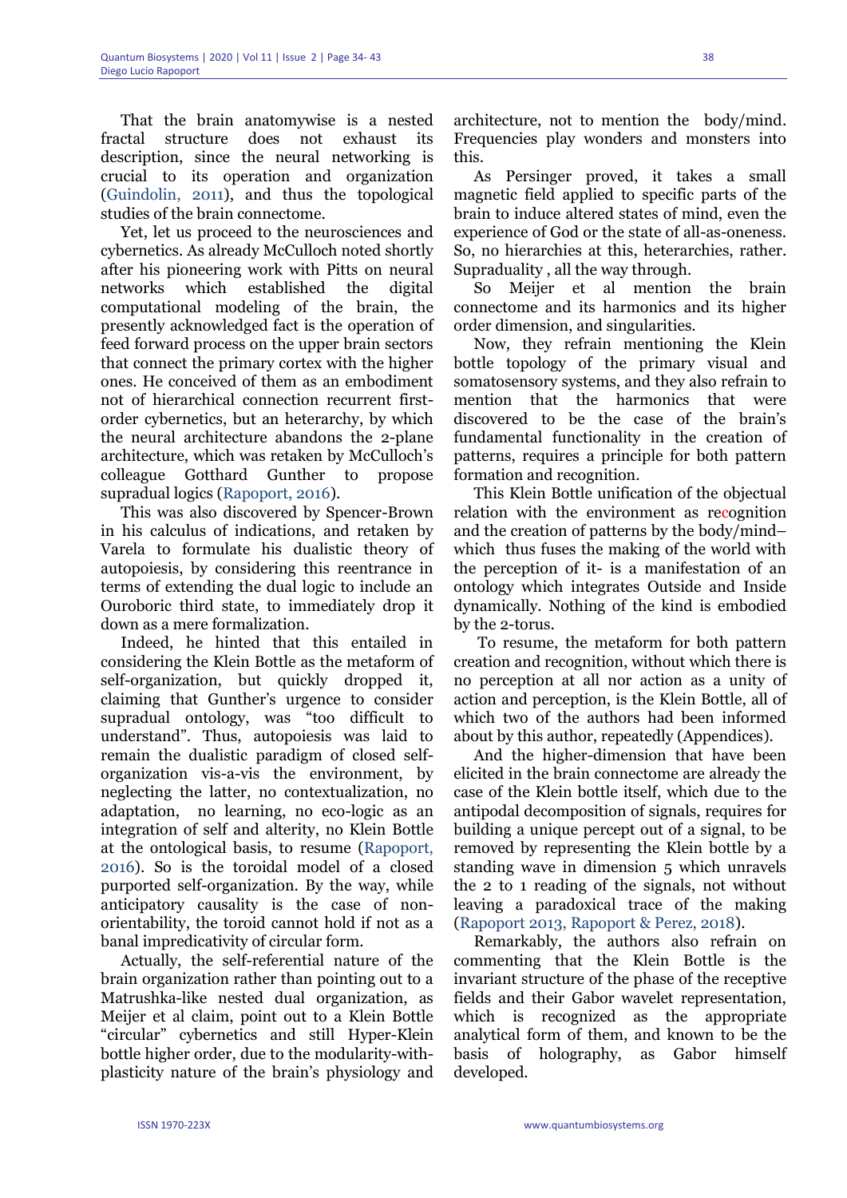That the brain anatomywise is a nested fractal structure does not exhaust its description, since the neural networking is crucial to its operation and organization (Guindolin, 2011), and thus the topological studies of the brain connectome.

Yet, let us proceed to the neurosciences and cybernetics. As already McCulloch noted shortly after his pioneering work with Pitts on neural networks which established the digital computational modeling of the brain, the presently acknowledged fact is the operation of feed forward process on the upper brain sectors that connect the primary cortex with the higher ones. He conceived of them as an embodiment not of hierarchical connection recurrent first-order cybernetics, but an heterarchy, by which the neural architecture abandons the 2-plane architecture, which was retaken by McCulloch's colleague Gotthard Gunther to propose supradual logics (Rapoport, 2016).

This was also discovered by Spencer-Brown in his calculus of indications, and retaken by Varela to formulate his dualistic theory of autopoiesis, by considering this reentrance in terms of extending the dual logic to include an Ouroboric third state, to immediately drop it down as a mere formalization.

Indeed, he hinted that this entailed in considering the Klein Bottle as the metaform of self-organization, but quickly dropped it, claiming that Gunther's urgence to consider supradual ontology, was "too difficult to understand". Thus, autopoiesis was laid to remain the dualistic paradigm of closed self-organization vis-a-vis the environment, by neglecting the latter, no contextualization, no adaptation, no learning, no eco-logic as an integration of self and alterity, no Klein Bottle at the ontological basis, to resume (Rapoport, 2016). So is the toroidal model of a closed purported self-organization. By the way, while anticipatory causality is the case of non-orientability, the toroid cannot hold if not as a banal impredicativity of circular form.

Actually, the self-referential nature of the brain organization rather than pointing out to a Matrushka-like nested dual organization, as Meijer et al claim, point out to a Klein Bottle "circular" cybernetics and still Hyper-Klein bottle higher order, due to the modularity-with-plasticity nature of the brain's physiology and architecture, not to mention the body/mind. Frequencies play wonders and monsters into this.

As Persinger proved, it takes a small magnetic field applied to specific parts of the brain to induce altered states of mind, even the experience of God or the state of all-as-oneness. So, no hierarchies at this, heterarchies, rather. Supraduality , all the way through.

So Meijer et al mention the brain connectome and its harmonics and its higher order dimension, and singularities.

Now, they refrain mentioning the Klein bottle topology of the primary visual and somatosensory systems, and they also refrain to mention that the harmonics that were discovered to be the case of the brain's fundamental functionality in the creation of patterns, requires a principle for both pattern formation and recognition.

This Klein Bottle unification of the objectual relation with the environment as recognition and the creation of patterns by the body/mind– which thus fuses the making of the world with the perception of it- is a manifestation of an ontology which integrates Outside and Inside dynamically. Nothing of the kind is embodied by the 2-torus.

To resume, the metaform for both pattern creation and recognition, without which there is no perception at all nor action as a unity of action and perception, is the Klein Bottle, all of which two of the authors had been informed about by this author, repeatedly (Appendices).

And the higher-dimension that have been elicited in the brain connectome are already the case of the Klein bottle itself, which due to the antipodal decomposition of signals, requires for building a unique percept out of a signal, to be removed by representing the Klein bottle by a standing wave in dimension 5 which unravels the 2 to 1 reading of the signals, not without leaving a paradoxical trace of the making (Rapoport 2013, Rapoport & Perez, 2018).

Remarkably, the authors also refrain on commenting that the Klein Bottle is the invariant structure of the phase of the receptive fields and their Gabor wavelet representation, which is recognized as the appropriate analytical form of them, and known to be the basis of holography, as Gabor himself developed.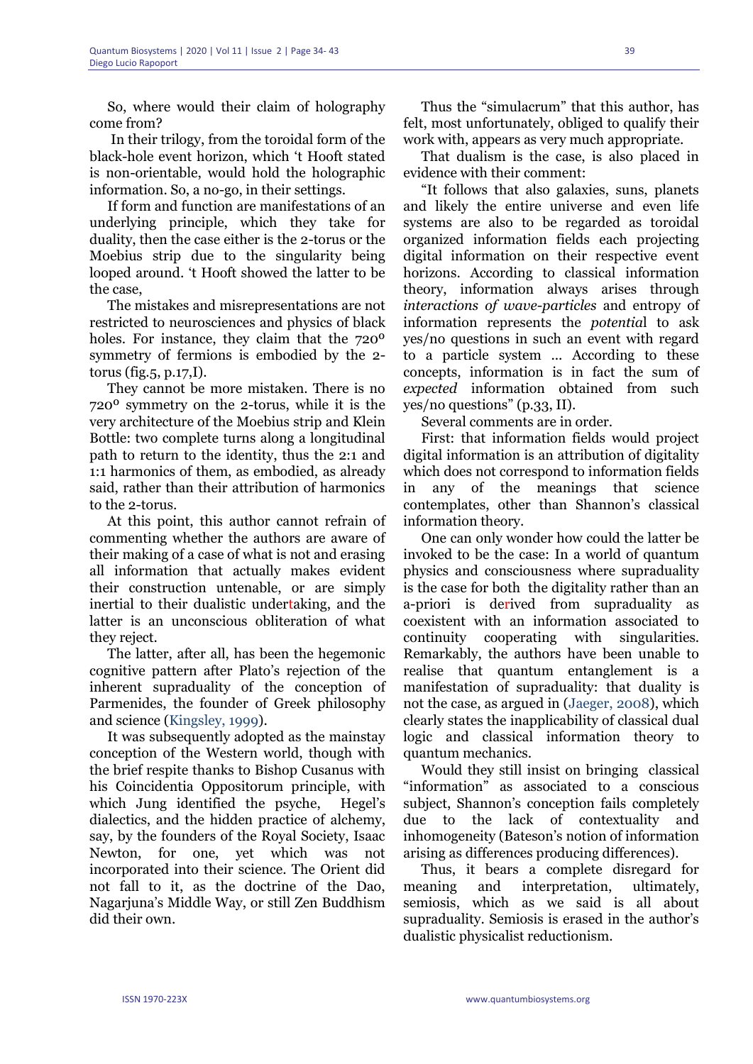So, where would their claim of holography come from?

In their trilogy, from the toroidal form of the black-hole event horizon, which 't Hooft stated is non-orientable, would hold the holographic information. So, a no-go, in their settings.

If form and function are manifestations of an underlying principle, which they take for duality, then the case either is the 2-torus or the Moebius strip due to the singularity being looped around. 't Hooft showed the latter to be the case,

The mistakes and misrepresentations are not restricted to neurosciences and physics of black holes. For instance, they claim that the 720º symmetry of fermions is embodied by the 2-torus (fig.5, p.17,I).

They cannot be more mistaken. There is no 720º symmetry on the 2-torus, while it is the very architecture of the Moebius strip and Klein Bottle: two complete turns along a longitudinal path to return to the identity, thus the 2:1 and 1:1 harmonics of them, as embodied, as already said, rather than their attribution of harmonics to the 2-torus.

At this point, this author cannot refrain of commenting whether the authors are aware of their making of a case of what is not and erasing all information that actually makes evident their construction untenable, or are simply inertial to their dualistic undertaking, and the latter is an unconscious obliteration of what they reject.

The latter, after all, has been the hegemonic cognitive pattern after Plato's rejection of the inherent supraduality of the conception of Parmenides, the founder of Greek philosophy and science (Kingsley, 1999).

It was subsequently adopted as the mainstay conception of the Western world, though with the brief respite thanks to Bishop Cusanus with his Coincidentia Oppositorum principle, with which Jung identified the psyche, Hegel's dialectics, and the hidden practice of alchemy, say, by the founders of the Royal Society, Isaac Newton, for one, yet which was not incorporated into their science. The Orient did not fall to it, as the doctrine of the Dao, Nagarjuna's Middle Way, or still Zen Buddhism did their own.

Thus the "simulacrum" that this author, has felt, most unfortunately, obliged to qualify their work with, appears as very much appropriate.

That dualism is the case, is also placed in evidence with their comment:

"It follows that also galaxies, suns, planets and likely the entire universe and even life systems are also to be regarded as toroidal organized information fields each projecting digital information on their respective event horizons. According to classical information theory, information always arises through *interactions of wave-particles* and entropy of information represents the *potential* to ask yes/no questions in such an event with regard to a particle system ... According to these concepts, information is in fact the sum of *expected* information obtained from such yes/no questions" (p.33, II).

Several comments are in order.

First: that information fields would project digital information is an attribution of digitality which does not correspond to information fields in any of the meanings that science contemplates, other than Shannon's classical information theory.

One can only wonder how could the latter be invoked to be the case: In a world of quantum physics and consciousness where supraduality is the case for both the digitality rather than an a-priori is derived from supraduality as coexistent with an information associated to continuity cooperating with singularities. Remarkably, the authors have been unable to realise that quantum entanglement is a manifestation of supraduality: that duality is not the case, as argued in (Jaeger, 2008), which clearly states the inapplicability of classical dual logic and classical information theory to quantum mechanics.

Would they still insist on bringing classical "information" as associated to a conscious subject, Shannon's conception fails completely due to the lack of contextuality and inhomogeneity (Bateson's notion of information arising as differences producing differences).

Thus, it bears a complete disregard for meaning and interpretation, ultimately, semiosis, which as we said is all about supraduality. Semiosis is erased in the author's dualistic physicalist reductionism.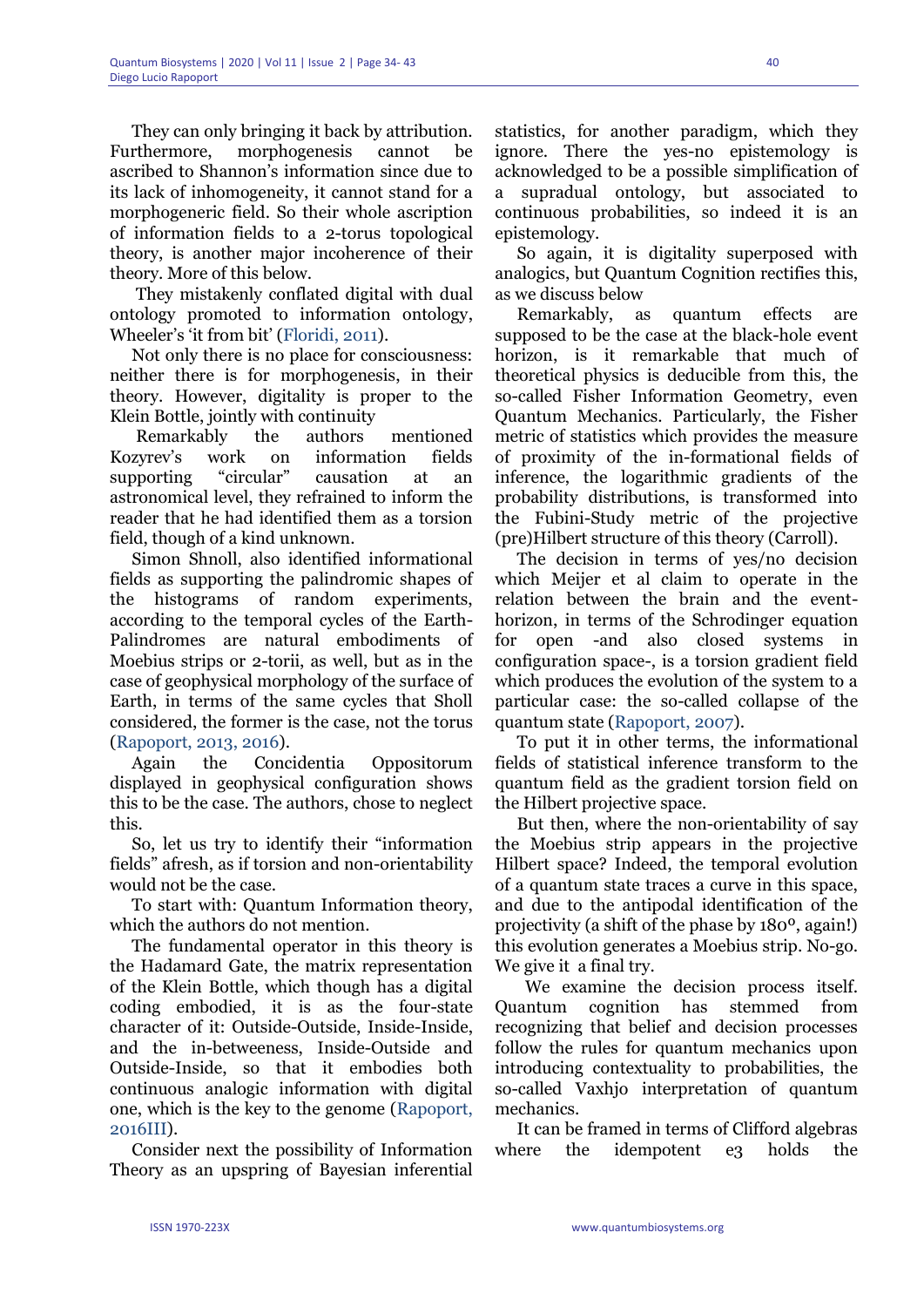They can only bringing it back by attribution. Furthermore, morphogenesis cannot be ascribed to Shannon's information since due to its lack of inhomogeneity, it cannot stand for a morphogeneric field. So their whole ascription of information fields to a 2-torus topological theory, is another major incoherence of their theory. More of this below.

They mistakenly conflated digital with dual ontology promoted to information ontology, Wheeler's 'it from bit' (Floridi, 2011).

Not only there is no place for consciousness: neither there is for morphogenesis, in their theory. However, digitality is proper to the Klein Bottle, jointly with continuity

Remarkably the authors mentioned Kozyrev's work on information fields supporting "circular" causation at an astronomical level, they refrained to inform the reader that he had identified them as a torsion field, though of a kind unknown.

Simon Shnoll, also identified informational fields as supporting the palindromic shapes of the histograms of random experiments, according to the temporal cycles of the Earth-Palindromes are natural embodiments of Moebius strips or 2-torii, as well, but as in the case of geophysical morphology of the surface of Earth, in terms of the same cycles that Sholl considered, the former is the case, not the torus (Rapoport, 2013, 2016).

Again the Concidentia Oppositorum displayed in geophysical configuration shows this to be the case. The authors, chose to neglect this.

So, let us try to identify their "information fields" afresh, as if torsion and non-orientability would not be the case.

To start with: Quantum Information theory, which the authors do not mention.

The fundamental operator in this theory is the Hadamard Gate, the matrix representation of the Klein Bottle, which though has a digital coding embodied, it is as the four-state character of it: Outside-Outside, Inside-Inside, and the in-betweeness, Inside-Outside and Outside-Inside, so that it embodies both continuous analogic information with digital one, which is the key to the genome (Rapoport, 2016III).

Consider next the possibility of Information Theory as an upspring of Bayesian inferential statistics, for another paradigm, which they ignore. There the yes-no epistemology is acknowledged to be a possible simplification of a supradual ontology, but associated to continuous probabilities, so indeed it is an epistemology.

So again, it is digitality superposed with analogics, but Quantum Cognition rectifies this, as we discuss below

Remarkably, as quantum effects are supposed to be the case at the black-hole event horizon, is it remarkable that much of theoretical physics is deducible from this, the so-called Fisher Information Geometry, even Quantum Mechanics. Particularly, the Fisher metric of statistics which provides the measure of proximity of the in-formational fields of inference, the logarithmic gradients of the probability distributions, is transformed into the Fubini-Study metric of the projective (pre)Hilbert structure of this theory (Carroll).

The decision in terms of yes/no decision which Meijer et al claim to operate in the relation between the brain and the event-horizon, in terms of the Schrodinger equation for open -and also closed systems in configuration space-, is a torsion gradient field which produces the evolution of the system to a particular case: the so-called collapse of the quantum state (Rapoport, 2007).

To put it in other terms, the informational fields of statistical inference transform to the quantum field as the gradient torsion field on the Hilbert projective space.

But then, where the non-orientability of say the Moebius strip appears in the projective Hilbert space? Indeed, the temporal evolution of a quantum state traces a curve in this space, and due to the antipodal identification of the projectivity (a shift of the phase by 180°, again!) this evolution generates a Moebius strip. No-go. We give it a final try.

We examine the decision process itself. Quantum cognition has stemmed from recognizing that belief and decision processes follow the rules for quantum mechanics upon introducing contextuality to probabilities, the so-called Vaxhjo interpretation of quantum mechanics.

It can be framed in terms of Clifford algebras where the idempotent e3 holds the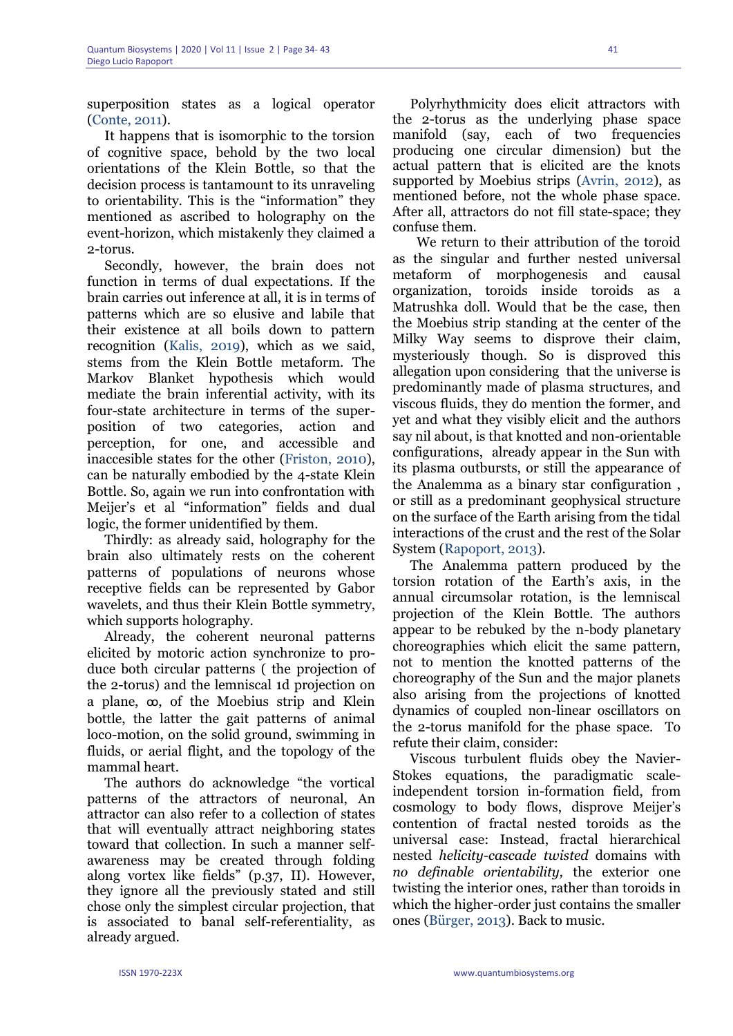superposition states as a logical operator (Conte, 2011).

It happens that is isomorphic to the torsion of cognitive space, behold by the two local orientations of the Klein Bottle, so that the decision process is tantamount to its unraveling to orientability. This is the "information" they mentioned as ascribed to holography on the event-horizon, which mistakenly they claimed a 2-torus.

Secondly, however, the brain does not function in terms of dual expectations. If the brain carries out inference at all, it is in terms of patterns which are so elusive and labile that their existence at all boils down to pattern recognition (Kalis, 2019), which as we said, stems from the Klein Bottle metaform. The Markov Blanket hypothesis which would mediate the brain inferential activity, with its four-state architecture in terms of the superposition of two categories, action and perception, for one, and accessible and inaccesible states for the other (Friston, 2010), can be naturally embodied by the 4-state Klein Bottle. So, again we run into confrontation with Meijer's et al "information" fields and dual logic, the former unidentified by them.

Thirdly: as already said, holography for the brain also ultimately rests on the coherent patterns of populations of neurons whose receptive fields can be represented by Gabor wavelets, and thus their Klein Bottle symmetry, which supports holography.

Already, the coherent neuronal patterns elicited by motoric action synchronize to produce both circular patterns ( the projection of the 2-torus) and the lemniscal 1d projection on a plane, ∞, of the Moebius strip and Klein bottle, the latter the gait patterns of animal loco-motion, on the solid ground, swimming in fluids, or aerial flight, and the topology of the mammal heart.

The authors do acknowledge "the vortical patterns of the attractors of neuronal, An attractor can also refer to a collection of states that will eventually attract neighboring states toward that collection. In such a manner self-awareness may be created through folding along vortex like fields" (p.37, II). However, they ignore all the previously stated and still chose only the simplest circular projection, that is associated to banal self-referentiality, as already argued.

Polyrhythmicity does elicit attractors with the 2-torus as the underlying phase space manifold (say, each of two frequencies producing one circular dimension) but the actual pattern that is elicited are the knots supported by Moebius strips (Avrin, 2012), as mentioned before, not the whole phase space. After all, attractors do not fill state-space; they confuse them.

We return to their attribution of the toroid as the singular and further nested universal metaform of morphogenesis and causal organization, toroids inside toroids as a Matrushka doll. Would that be the case, then the Moebius strip standing at the center of the Milky Way seems to disprove their claim, mysteriously though. So is disproved this allegation upon considering that the universe is predominantly made of plasma structures, and viscous fluids, they do mention the former, and yet and what they visibly elicit and the authors say nil about, is that knotted and non-orientable configurations, already appear in the Sun with its plasma outbursts, or still the appearance of the Analemma as a binary star configuration , or still as a predominant geophysical structure on the surface of the Earth arising from the tidal interactions of the crust and the rest of the Solar System (Rapoport, 2013).

The Analemma pattern produced by the torsion rotation of the Earth's axis, in the annual circumsolar rotation, is the lemniscal projection of the Klein Bottle. The authors appear to be rebuked by the n-body planetary choreographies which elicit the same pattern, not to mention the knotted patterns of the choreography of the Sun and the major planets also arising from the projections of knotted dynamics of coupled non-linear oscillators on the 2-torus manifold for the phase space. To refute their claim, consider:

Viscous turbulent fluids obey the Navier-Stokes equations, the paradigmatic scale-independent torsion in-formation field, from cosmology to body flows, disprove Meijer's contention of fractal nested toroids as the universal case: Instead, fractal hierarchical nested *helicity-cascade twisted* domains with *no definable orientability,* the exterior one twisting the interior ones, rather than toroids in which the higher-order just contains the smaller ones (Bürger, 2013). Back to music.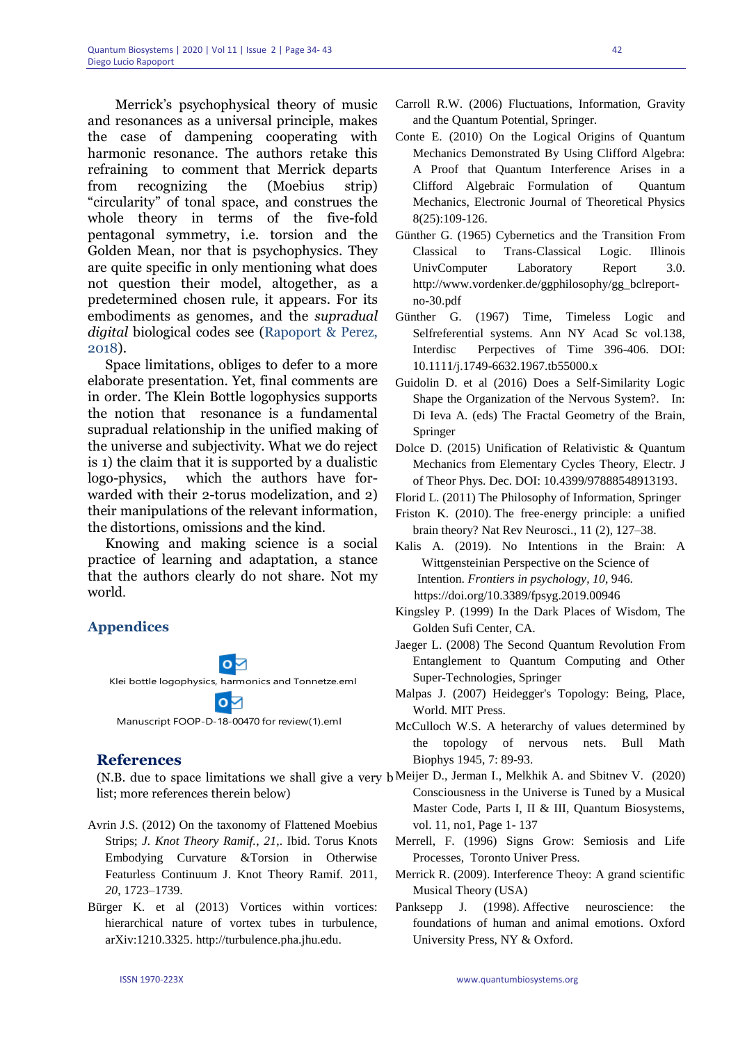Merrick's psychophysical theory of music and resonances as a universal principle, makes the case of dampening cooperating with harmonic resonance. The authors retake this refraining to comment that Merrick departs from recognizing the (Moebius strip) "circularity" of tonal space, and construes the whole theory in terms of the five-fold pentagonal symmetry, i.e. torsion and the Golden Mean, nor that is psychophysics. They are quite specific in only mentioning what does not question their model, altogether, as a predetermined chosen rule, it appears. For its embodiments as genomes, and the *supradual digital* biological codes see (Rapoport & Perez, 2018).

Space limitations, obliges to defer to a more elaborate presentation. Yet, final comments are in order. The Klein Bottle logophysics supports the notion that resonance is a fundamental supradual relationship in the unified making of the universe and subjectivity. What we do reject is 1) the claim that it is supported by a dualistic logo-physics, which the authors have forwarded with their 2-torus modelization, and 2) their manipulations of the relevant information, the distortions, omissions and the kind.

Knowing and making science is a social practice of learning and adaptation, a stance that the authors clearly do not share. Not my world.

## Appendices

Klei bottle logophysics, harmonics and Tonnetze.eml

Manuscript FOOP-D-18-00470 for review(1).eml

## References

(N.B. due to space limitations we shall give a very brief list; more references therein below)

Avrin J.S. (2012) On the taxonomy of Flattened Moebius Strips; *J. Knot Theory Ramif.*, *21*,. Ibid. Torus Knots Embodying Curvature &Torsion in Otherwise Featurless Continuum J. Knot Theory Ramif. 2011, *20*, 1723–1739.

Bürger K. et al (2013) Vortices within vortices: hierarchical nature of vortex tubes in turbulence, arXiv:1210.3325. http://turbulence.pha.jhu.edu.

Carroll R.W. (2006) Fluctuations, Information, Gravity and the Quantum Potential, Springer.

Conte E. (2010) On the Logical Origins of Quantum Mechanics Demonstrated By Using Clifford Algebra: A Proof that Quantum Interference Arises in a Clifford Algebraic Formulation of Quantum Mechanics, Electronic Journal of Theoretical Physics 8(25):109-126.

Günther G. (1965) Cybernetics and the Transition From Classical to Trans-Classical Logic. Illinois UnivComputer Laboratory Report 3.0. http://www.vordenker.de/ggphilosophy/gg_bclreport-no-30.pdf

Günther G. (1967) Time, Timeless Logic and Selfreferential systems. Ann NY Acad Sc vol.138, Interdisc Perpectives of Time 396-406. DOI: 10.1111/j.1749-6632.1967.tb55000.x

Guidolin D. et al (2016) Does a Self-Similarity Logic Shape the Organization of the Nervous System?. In: Di Ieva A. (eds) The Fractal Geometry of the Brain, Springer

Dolce D. (2015) Unification of Relativistic & Quantum Mechanics from Elementary Cycles Theory, Electr. J of Theor Phys. Dec. DOI: 10.4399/97888548913193.

Florid L. (2011) The Philosophy of Information, Springer

Friston K. (2010). The free-energy principle: a unified brain theory? Nat Rev Neurosci., 11 (2), 127–38.

Kalis A. (2019). No Intentions in the Brain: A Wittgensteinian Perspective on the Science of Intention. *Frontiers in psychology*, *10*, 946. https://doi.org/10.3389/fpsyg.2019.00946

Kingsley P. (1999) In the Dark Places of Wisdom, The Golden Sufi Center, CA.

Jaeger L. (2008) The Second Quantum Revolution From Entanglement to Quantum Computing and Other Super-Technologies, Springer

Malpas J. (2007) Heidegger's Topology: Being, Place, World. MIT Press.

McCulloch W.S. A heterarchy of values determined by the topology of nervous nets. Bull Math Biophys 1945, 7: 89-93.

Meijer D., Jerman I., Melkhik A. and Sbitnev V. (2020) Consciousness in the Universe is Tuned by a Musical Master Code, Parts I, II & III, Quantum Biosystems, vol. 11, no1, Page 1- 137

Merrell, F. (1996) Signs Grow: Semiosis and Life Processes, Toronto Univer Press.

Merrick R. (2009). Interference Theoy: A grand scientific Musical Theory (USA)

Panksepp J. (1998). Affective neuroscience: the foundations of human and animal emotions. Oxford University Press, NY & Oxford.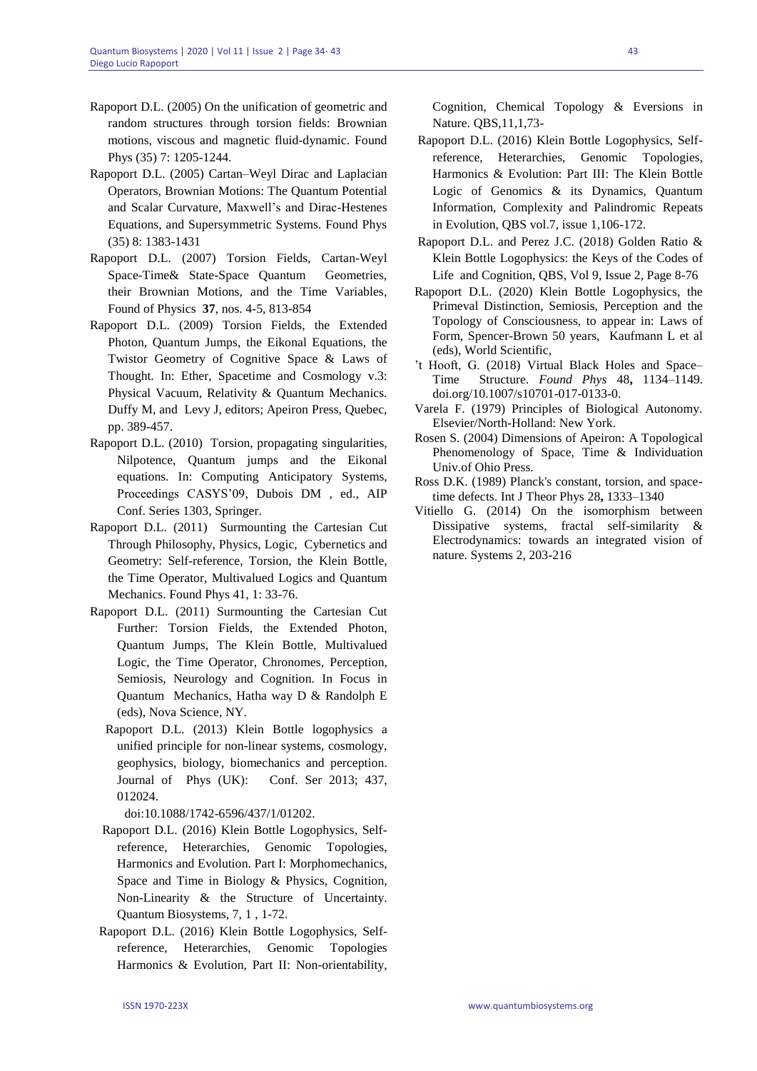Rapoport D.L. (2005) On the unification of geometric and random structures through torsion fields: Brownian motions, viscous and magnetic fluid-dynamic. Found Phys (35) 7: 1205-1244.

Rapoport D.L. (2005) Cartan–Weyl Dirac and Laplacian Operators, Brownian Motions: The Quantum Potential and Scalar Curvature, Maxwell's and Dirac-Hestenes Equations, and Supersymmetric Systems. Found Phys (35) 8: 1383-1431

Rapoport D.L. (2007) Torsion Fields, Cartan-Weyl Space-Time& State-Space Quantum Geometries, their Brownian Motions, and the Time Variables, Found of Physics **37**, nos. 4-5, 813-854

Rapoport D.L. (2009) Torsion Fields, the Extended Photon, Quantum Jumps, the Eikonal Equations, the Twistor Geometry of Cognitive Space & Laws of Thought. In: Ether, Spacetime and Cosmology v.3: Physical Vacuum, Relativity & Quantum Mechanics. Duffy M, and Levy J, editors; Apeiron Press, Quebec, pp. 389-457.

Rapoport D.L. (2010) Torsion, propagating singularities, Nilpotence, Quantum jumps and the Eikonal equations. In: Computing Anticipatory Systems, Proceedings CASYS'09, Dubois DM , ed., AIP Conf. Series 1303, Springer.

Rapoport D.L. (2011) Surmounting the Cartesian Cut Through Philosophy, Physics, Logic, Cybernetics and Geometry: Self-reference, Torsion, the Klein Bottle, the Time Operator, Multivalued Logics and Quantum Mechanics. Found Phys 41, 1: 33-76.

Rapoport D.L. (2011) Surmounting the Cartesian Cut Further: Torsion Fields, the Extended Photon, Quantum Jumps, The Klein Bottle, Multivalued Logic, the Time Operator, Chronomes, Perception, Semiosis, Neurology and Cognition. In Focus in Quantum Mechanics, Hatha way D & Randolph E (eds), Nova Science, NY.

Rapoport D.L. (2013) Klein Bottle logophysics a unified principle for non-linear systems, cosmology, geophysics, biology, biomechanics and perception. Journal of Phys (UK): Conf. Ser 2013; 437, 012024.
doi:10.1088/1742-6596/437/1/01202.

Rapoport D.L. (2016) Klein Bottle Logophysics, Self-reference, Heterarchies, Genomic Topologies, Harmonics and Evolution. Part I: Morphomechanics, Space and Time in Biology & Physics, Cognition, Non-Linearity & the Structure of Uncertainty. Quantum Biosystems, 7, 1 , 1-72.

Rapoport D.L. (2016) Klein Bottle Logophysics, Self-reference, Heterarchies, Genomic Topologies Harmonics & Evolution, Part II: Non-orientability, Cognition, Chemical Topology & Eversions in Nature. QBS,11,1,73-

Rapoport D.L. (2016) Klein Bottle Logophysics, Self-reference, Heterarchies, Genomic Topologies, Harmonics & Evolution: Part III: The Klein Bottle Logic of Genomics & its Dynamics, Quantum Information, Complexity and Palindromic Repeats in Evolution, QBS vol.7, issue 1,106-172.

Rapoport D.L. and Perez J.C. (2018) Golden Ratio & Klein Bottle Logophysics: the Keys of the Codes of Life and Cognition, QBS, Vol 9, Issue 2, Page 8-76

Rapoport D.L. (2020) Klein Bottle Logophysics, the Primeval Distinction, Semiosis, Perception and the Topology of Consciousness, to appear in: Laws of Form, Spencer-Brown 50 years, Kaufmann L et al (eds), World Scientific,

't Hooft, G. (2018) Virtual Black Holes and Space–Time Structure. *Found Phys* 48**,** 1134–1149. doi.org/10.1007/s10701-017-0133-0.

Varela F. (1979) Principles of Biological Autonomy. Elsevier/North-Holland: New York.

Rosen S. (2004) Dimensions of Apeiron: A Topological Phenomenology of Space, Time & Individuation Univ.of Ohio Press.

Ross D.K. (1989) Planck's constant, torsion, and space-time defects. Int J Theor Phys 28**,** 1333–1340

Vitiello G. (2014) On the isomorphism between Dissipative systems, fractal self-similarity & Electrodynamics: towards an integrated vision of nature. Systems 2, 203-216